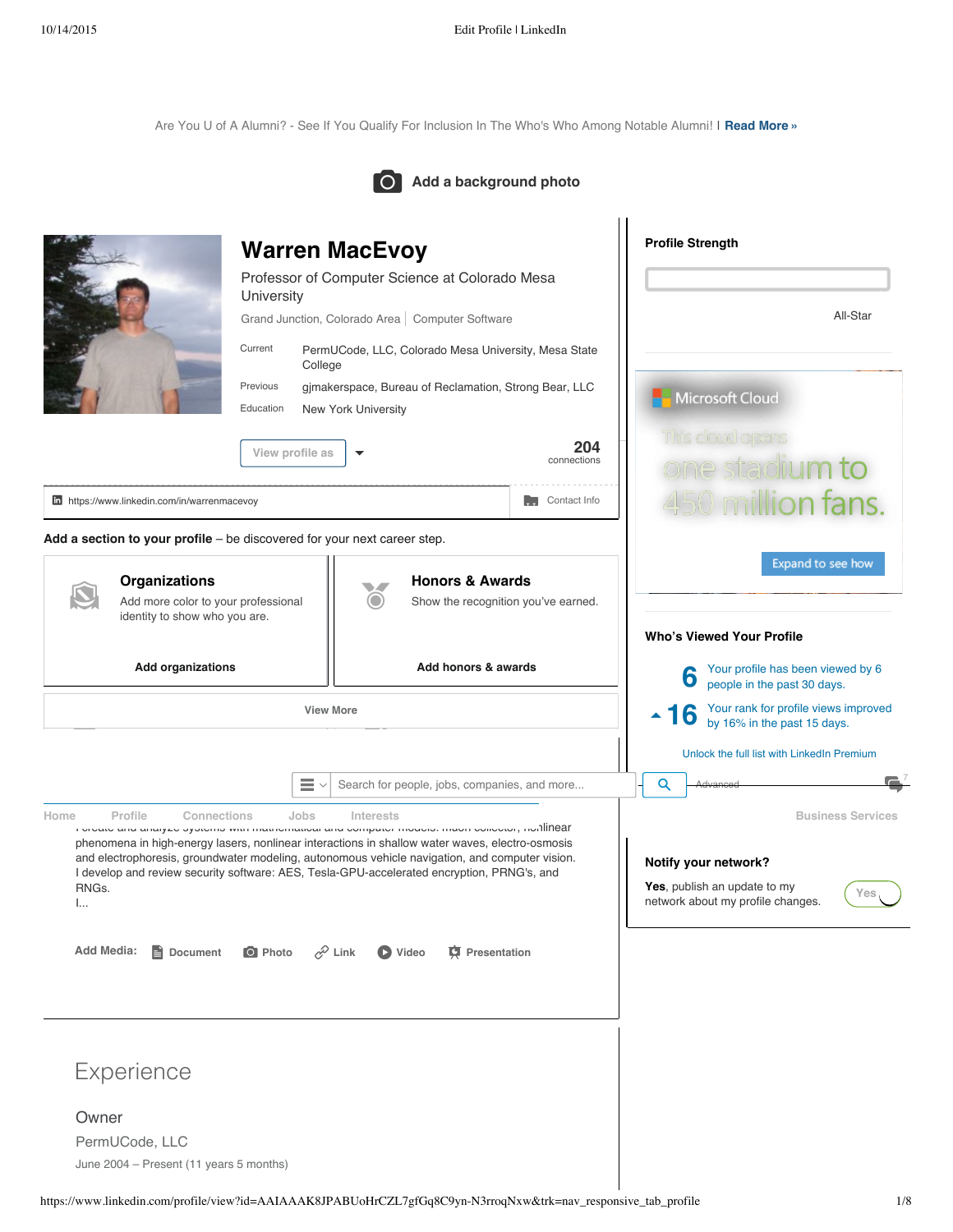Are You U of A Alumni? - See If You Qualify For Inclusion In The Who's Who Among Notable Alumni! I **Read More »**

Add a background photo

# Warren MacEvoy

Professor of Computer Science at Colorado Mesa University

Grand Junction, Colorado Area | Computer Software

| | |
|---|---|
| Current | PermUCode, LLC, Colorado Mesa University, Mesa State College |
| Previous | gjmakerspace, Bureau of Reclamation, Strong Bear, LLC |
| Education | New York University |

View profile as

**204** connections

https://www.linkedin.com/in/warrenmacevoy

Contact Info

**Add a section to your profile** – be discovered for your next career step.

**Organizations**
Add more color to your professional identity to show who you are.

**Add organizations**

**Honors & Awards**
Show the recognition you've earned.

**Add honors & awards**

View More

**Profile Strength**

All-Star

Microsoft Cloud

This cloud opens one stadium to 450 million fans.

Expand to see how

**Who's Viewed Your Profile**

**6** Your profile has been viewed by 6 people in the past 30 days.

**▲16** Your rank for profile views improved by 16% in the past 15 days.

Unlock the full list with LinkedIn Premium

Search for people, jobs, companies, and more...

Advanced

Home Profile Connections Jobs Interests Business Services

I create and analyze systems with mathematical and computer models: much collector, nonlinear phenomena in high-energy lasers, nonlinear interactions in shallow water waves, electro-osmosis and electrophoresis, groundwater modeling, autonomous vehicle navigation, and computer vision.
I develop and review security software: AES, Tesla-GPU-accelerated encryption, PRNG's, and RNGs.
I...

**Notify your network?**

**Yes**, publish an update to my network about my profile changes. Yes

**Add Media:** Document Photo Link Video Presentation

## Experience

### Owner

PermUCode, LLC

June 2004 – Present (11 years 5 months)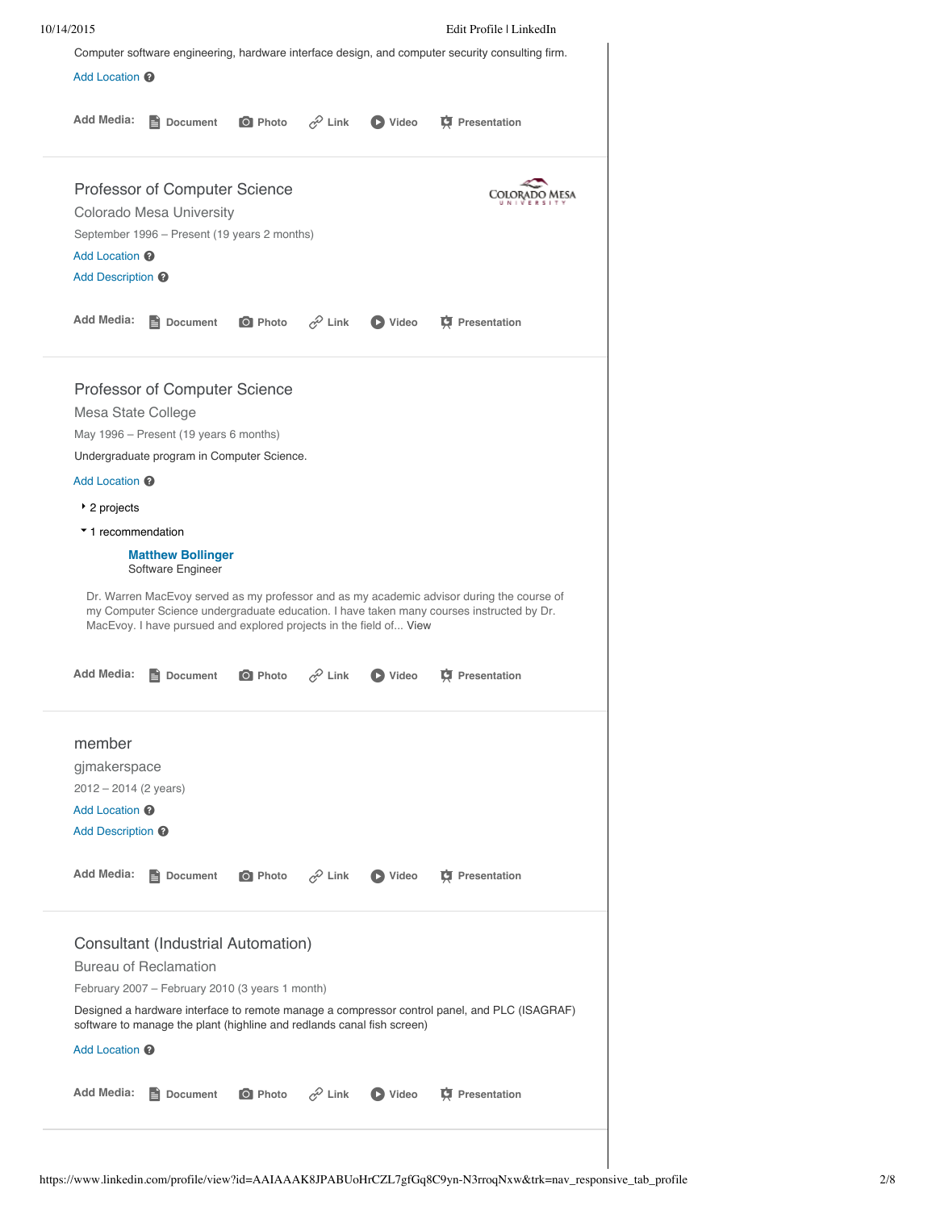Computer software engineering, hardware interface design, and computer security consulting firm.

Add Location

Add Media: Document Photo Link Video Presentation

---

### Professor of Computer Science

Colorado Mesa University

September 1996 – Present (19 years 2 months)

Add Location

Add Description

Add Media: Document Photo Link Video Presentation

---

### Professor of Computer Science

Mesa State College

May 1996 – Present (19 years 6 months)

Undergraduate program in Computer Science.

Add Location

- 2 projects
- 1 recommendation

**Matthew Bollinger**
Software Engineer

Dr. Warren MacEvoy served as my professor and as my academic advisor during the course of my Computer Science undergraduate education. I have taken many courses instructed by Dr. MacEvoy. I have pursued and explored projects in the field of... View

Add Media: Document Photo Link Video Presentation

---

### member

gjmakerspace

2012 – 2014 (2 years)

Add Location

Add Description

Add Media: Document Photo Link Video Presentation

---

### Consultant (Industrial Automation)

Bureau of Reclamation

February 2007 – February 2010 (3 years 1 month)

Designed a hardware interface to remote manage a compressor control panel, and PLC (ISAGRAF) software to manage the plant (highline and redlands canal fish screen)

Add Location

Add Media: Document Photo Link Video Presentation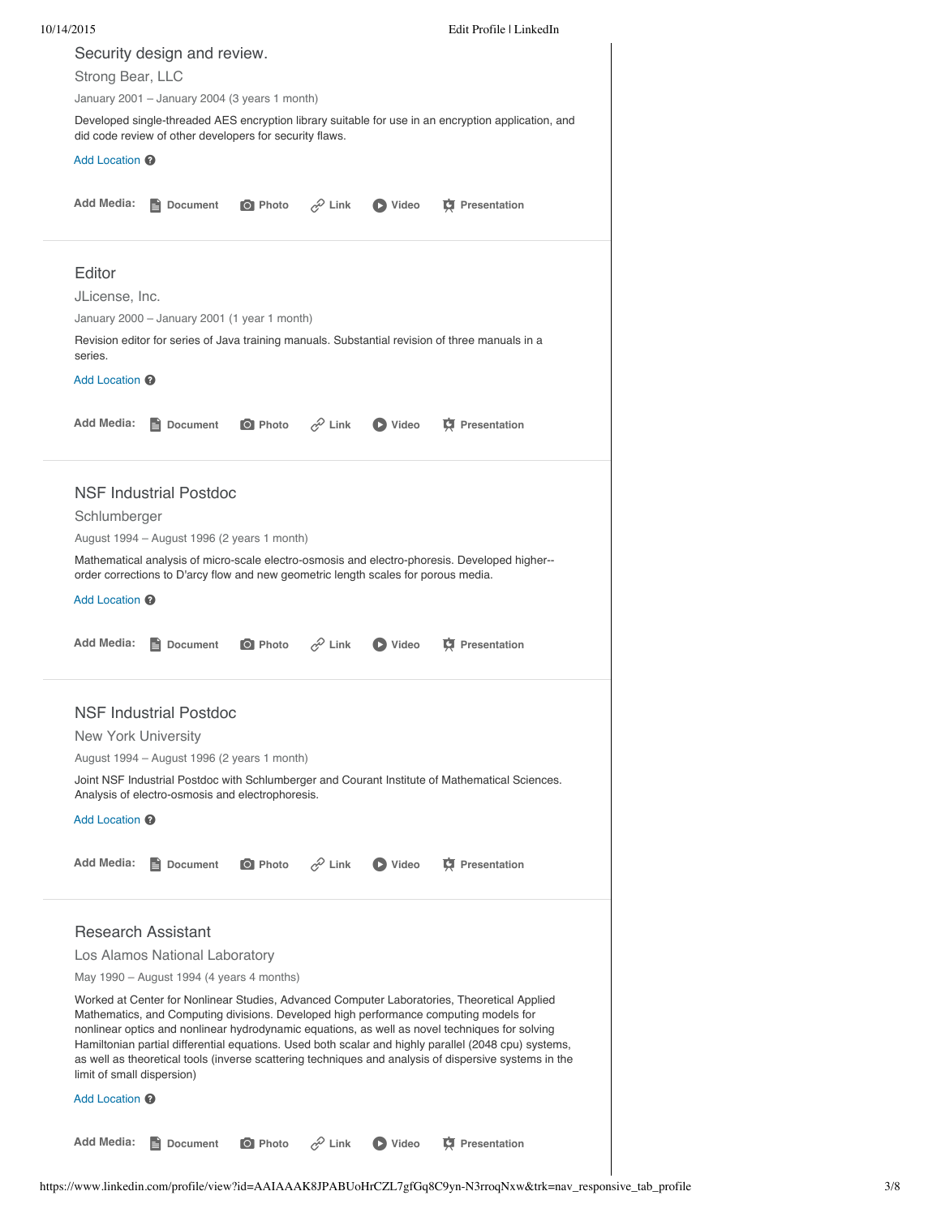### Security design and review.

Strong Bear, LLC

January 2001 – January 2004 (3 years 1 month)

Developed single-threaded AES encryption library suitable for use in an encryption application, and did code review of other developers for security flaws.

Add Location

**Add Media:** Document Photo Link Video Presentation

---

### Editor

JLicense, Inc.

January 2000 – January 2001 (1 year 1 month)

Revision editor for series of Java training manuals. Substantial revision of three manuals in a series.

Add Location

**Add Media:** Document Photo Link Video Presentation

---

### NSF Industrial Postdoc

Schlumberger

August 1994 – August 1996 (2 years 1 month)

Mathematical analysis of micro-scale electro-osmosis and electro-phoresis. Developed higher--order corrections to D'arcy flow and new geometric length scales for porous media.

Add Location

**Add Media:** Document Photo Link Video Presentation

---

### NSF Industrial Postdoc

New York University

August 1994 – August 1996 (2 years 1 month)

Joint NSF Industrial Postdoc with Schlumberger and Courant Institute of Mathematical Sciences. Analysis of electro-osmosis and electrophoresis.

Add Location

**Add Media:** Document Photo Link Video Presentation

---

### Research Assistant

Los Alamos National Laboratory

May 1990 – August 1994 (4 years 4 months)

Worked at Center for Nonlinear Studies, Advanced Computer Laboratories, Theoretical Applied Mathematics, and Computing divisions. Developed high performance computing models for nonlinear optics and nonlinear hydrodynamic equations, as well as novel techniques for solving Hamiltonian partial differential equations. Used both scalar and highly parallel (2048 cpu) systems, as well as theoretical tools (inverse scattering techniques and analysis of dispersive systems in the limit of small dispersion)

Add Location

**Add Media:** Document Photo Link Video Presentation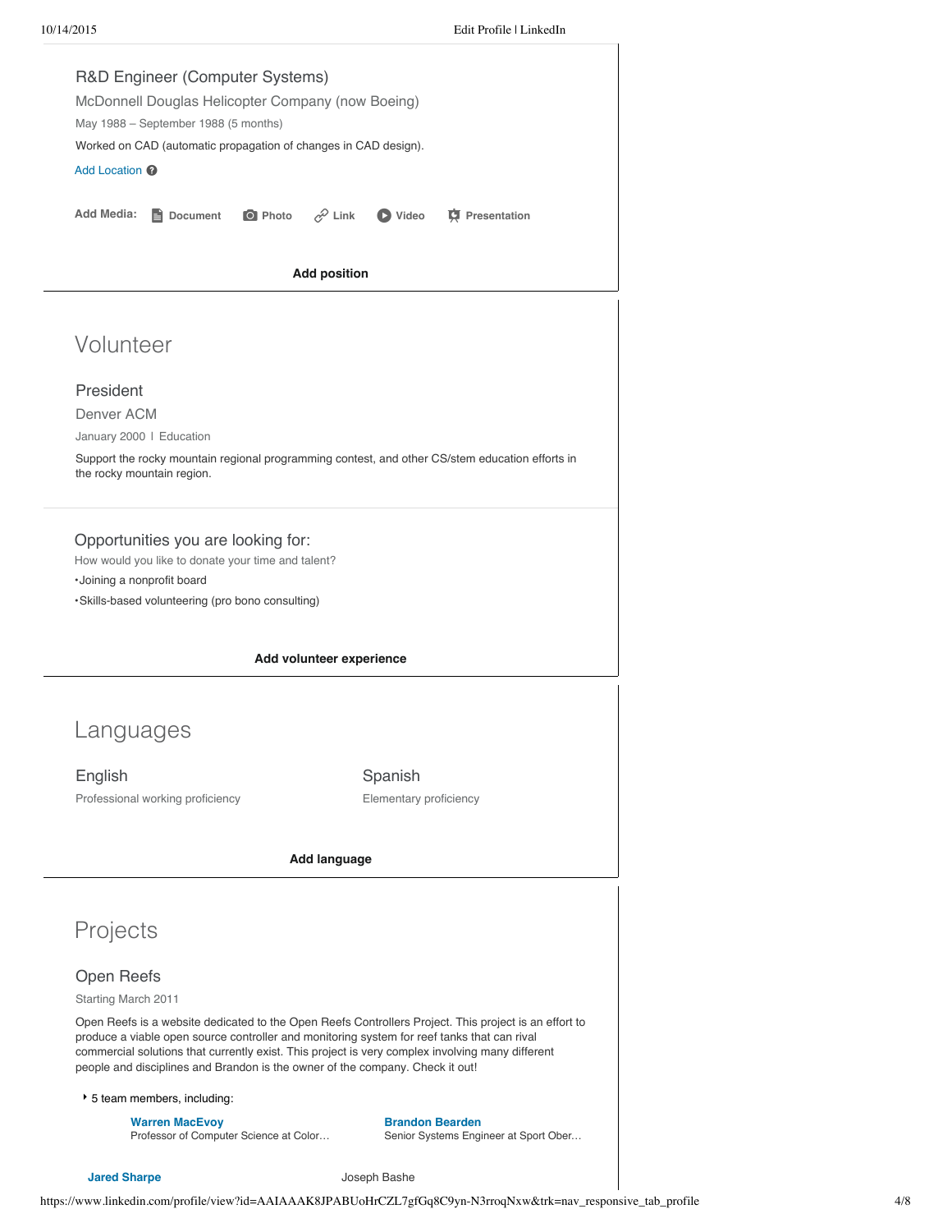### R&D Engineer (Computer Systems)

McDonnell Douglas Helicopter Company (now Boeing)

May 1988 – September 1988 (5 months)

Worked on CAD (automatic propagation of changes in CAD design).

Add Location

Add Media: Document Photo Link Video Presentation

**Add position**

## Volunteer

### President

Denver ACM

January 2000 | Education

Support the rocky mountain regional programming contest, and other CS/stem education efforts in the rocky mountain region.

### Opportunities you are looking for:

How would you like to donate your time and talent?

- Joining a nonprofit board
- Skills-based volunteering (pro bono consulting)

**Add volunteer experience**

## Languages

### English

Professional working proficiency

### Spanish

Elementary proficiency

**Add language**

## Projects

### Open Reefs

Starting March 2011

Open Reefs is a website dedicated to the Open Reefs Controllers Project. This project is an effort to produce a viable open source controller and monitoring system for reef tanks that can rival commercial solutions that currently exist. This project is very complex involving many different people and disciplines and Brandon is the owner of the company. Check it out!

5 team members, including:

**Warren MacEvoy**
Professor of Computer Science at Color…

**Brandon Bearden**
Senior Systems Engineer at Sport Ober…

**Jared Sharpe**

Joseph Bashe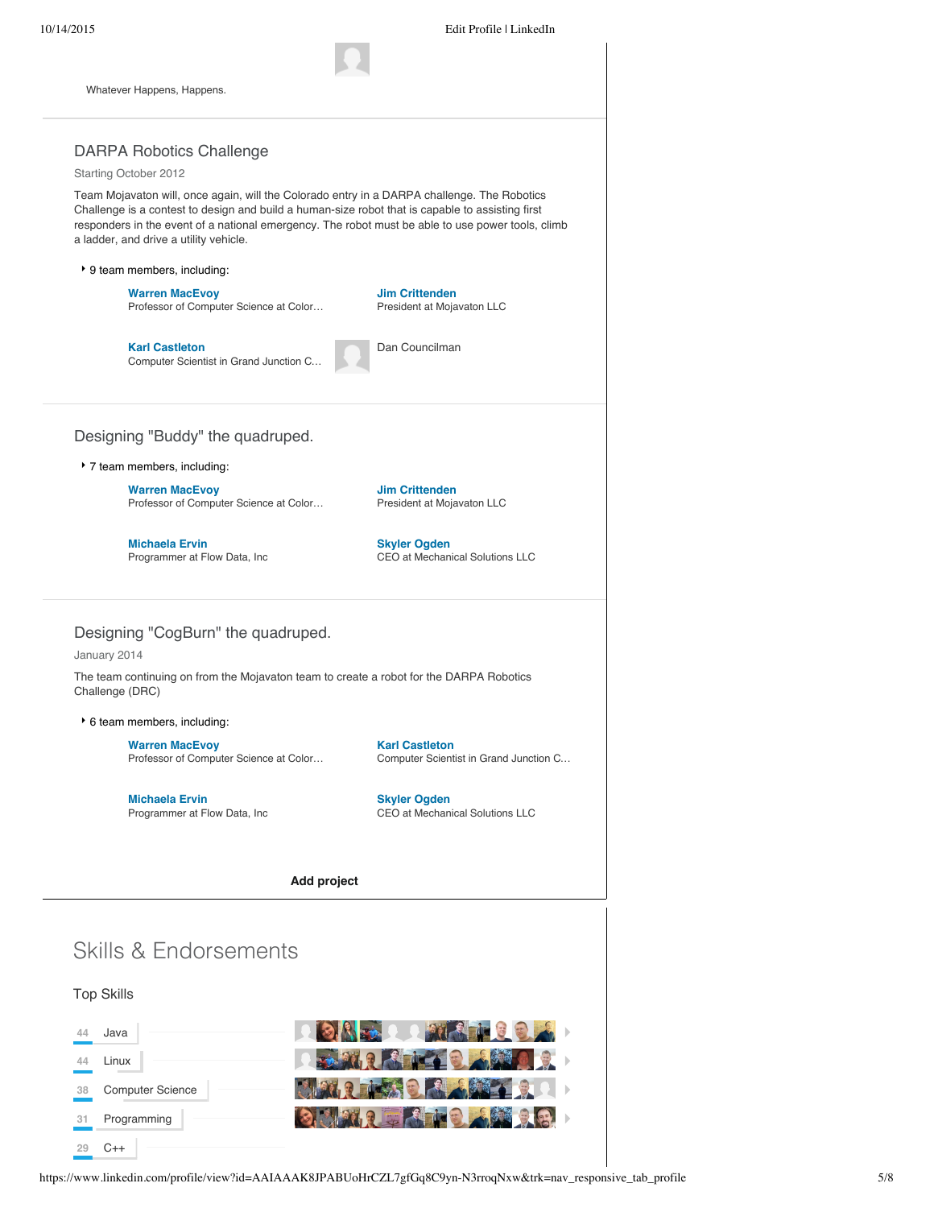Whatever Happens, Happens.

## DARPA Robotics Challenge

Starting October 2012

Team Mojavaton will, once again, will the Colorado entry in a DARPA challenge. The Robotics Challenge is a contest to design and build a human-size robot that is capable to assisting first responders in the event of a national emergency. The robot must be able to use power tools, climb a ladder, and drive a utility vehicle.

9 team members, including:

- **Warren MacEvoy** — Professor of Computer Science at Color…
- **Jim Crittenden** — President at Mojavaton LLC
- **Karl Castleton** — Computer Scientist in Grand Junction C…
- Dan Councilman

## Designing "Buddy" the quadruped.

7 team members, including:

- **Warren MacEvoy** — Professor of Computer Science at Color…
- **Jim Crittenden** — President at Mojavaton LLC
- **Michaela Ervin** — Programmer at Flow Data, Inc
- **Skyler Ogden** — CEO at Mechanical Solutions LLC

## Designing "CogBurn" the quadruped.

January 2014

The team continuing on from the Mojavaton team to create a robot for the DARPA Robotics Challenge (DRC)

6 team members, including:

- **Warren MacEvoy** — Professor of Computer Science at Color…
- **Karl Castleton** — Computer Scientist in Grand Junction C…
- **Michaela Ervin** — Programmer at Flow Data, Inc
- **Skyler Ogden** — CEO at Mechanical Solutions LLC

**Add project**

# Skills & Endorsements

### Top Skills

| Endorsements | Skill |
|---|---|
| 44 | Java |
| 44 | Linux |
| 38 | Computer Science |
| 31 | Programming |
| 29 | C++ |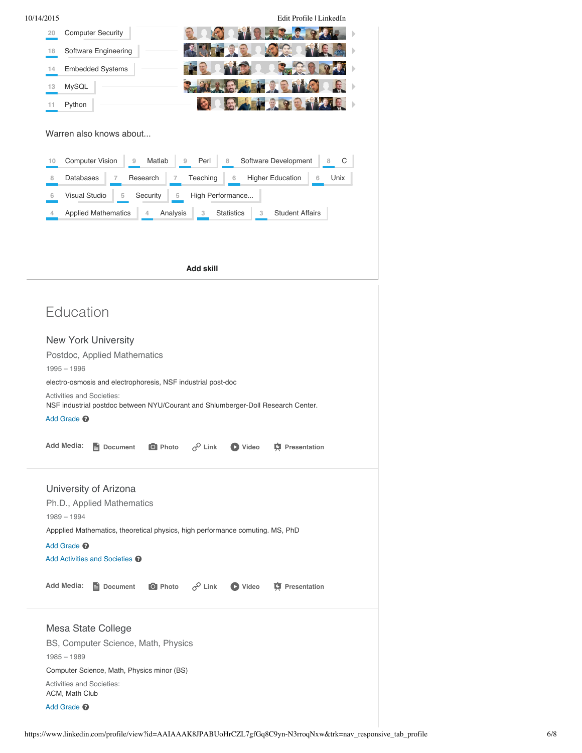- 20 Computer Security
- 18 Software Engineering
- 14 Embedded Systems
- 13 MySQL
- 11 Python

Warren also knows about...

- 10 Computer Vision
- 9 Matlab
- 9 Perl
- 8 Software Development
- 8 C
- 8 Databases
- 7 Research
- 7 Teaching
- 6 Higher Education
- 6 Unix
- 6 Visual Studio
- 5 Security
- 5 High Performance...
- 4 Applied Mathematics
- 4 Analysis
- 3 Statistics
- 3 Student Affairs

**Add skill**

# Education

## New York University

Postdoc, Applied Mathematics

1995 – 1996

electro-osmosis and electrophoresis, NSF industrial post-doc

Activities and Societies:
NSF industrial postdoc between NYU/Courant and Shlumberger-Doll Research Center.

Add Grade

**Add Media:** Document Photo Link Video Presentation

## University of Arizona

Ph.D., Applied Mathematics

1989 – 1994

Appplied Mathematics, theoretical physics, high performance comuting. MS, PhD

Add Grade

Add Activities and Societies

**Add Media:** Document Photo Link Video Presentation

## Mesa State College

BS, Computer Science, Math, Physics

1985 – 1989

Computer Science, Math, Physics minor (BS)

Activities and Societies:
ACM, Math Club

Add Grade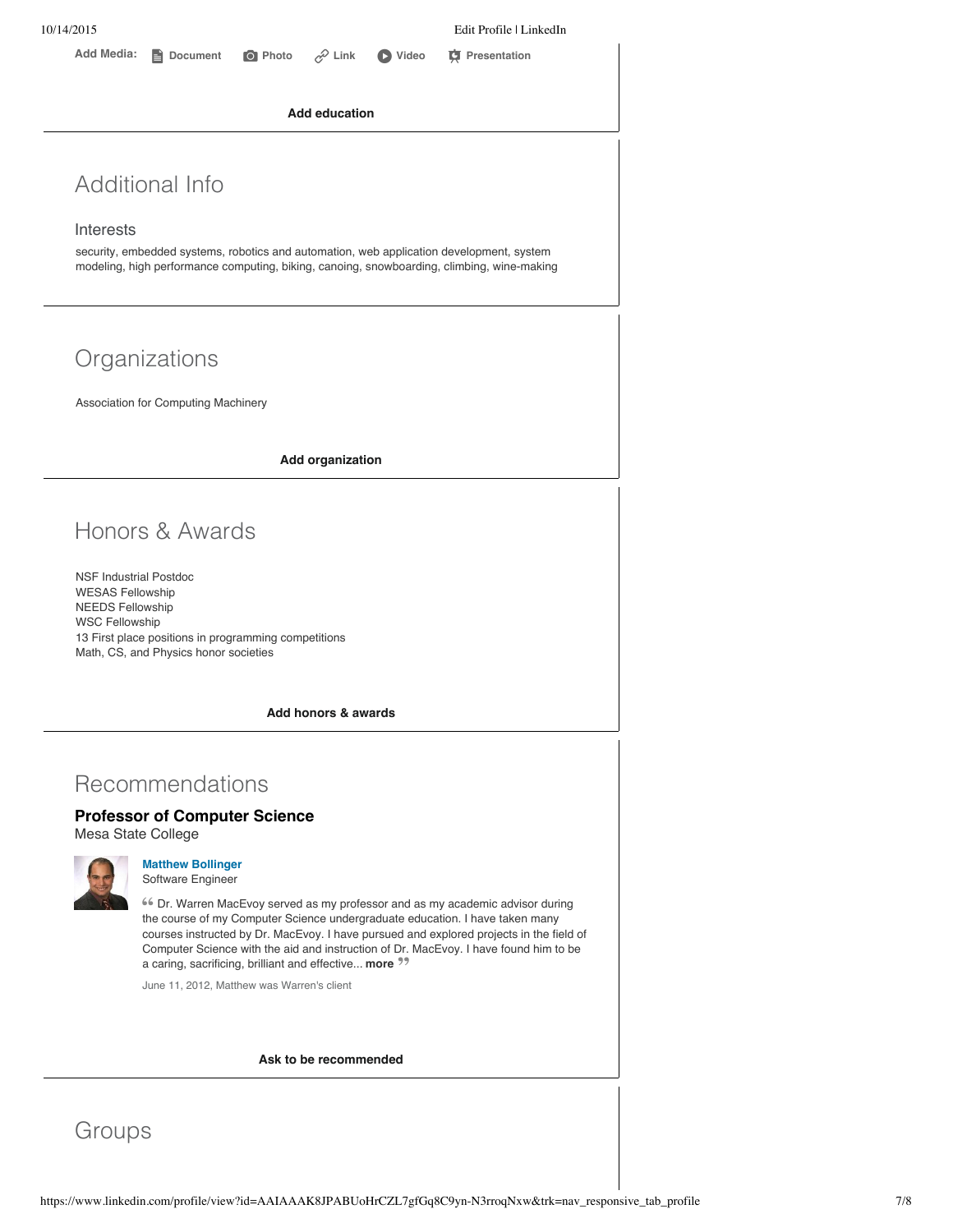Add Media: Document Photo Link Video Presentation

**Add education**

## Additional Info

### Interests

security, embedded systems, robotics and automation, web application development, system modeling, high performance computing, biking, canoeing, snowboarding, climbing, wine-making

## Organizations

Association for Computing Machinery

**Add organization**

## Honors & Awards

NSF Industrial Postdoc
WESAS Fellowship
NEEDS Fellowship
WSC Fellowship
13 First place positions in programming competitions
Math, CS, and Physics honor societies

**Add honors & awards**

## Recommendations

### Professor of Computer Science

Mesa State College

**Matthew Bollinger**
Software Engineer

“ Dr. Warren MacEvoy served as my professor and as my academic advisor during the course of my Computer Science undergraduate education. I have taken many courses instructed by Dr. MacEvoy. I have pursued and explored projects in the field of Computer Science with the aid and instruction of Dr. MacEvoy. I have found him to be a caring, sacrificing, brilliant and effective... **more** ”

June 11, 2012, Matthew was Warren's client

**Ask to be recommended**

## Groups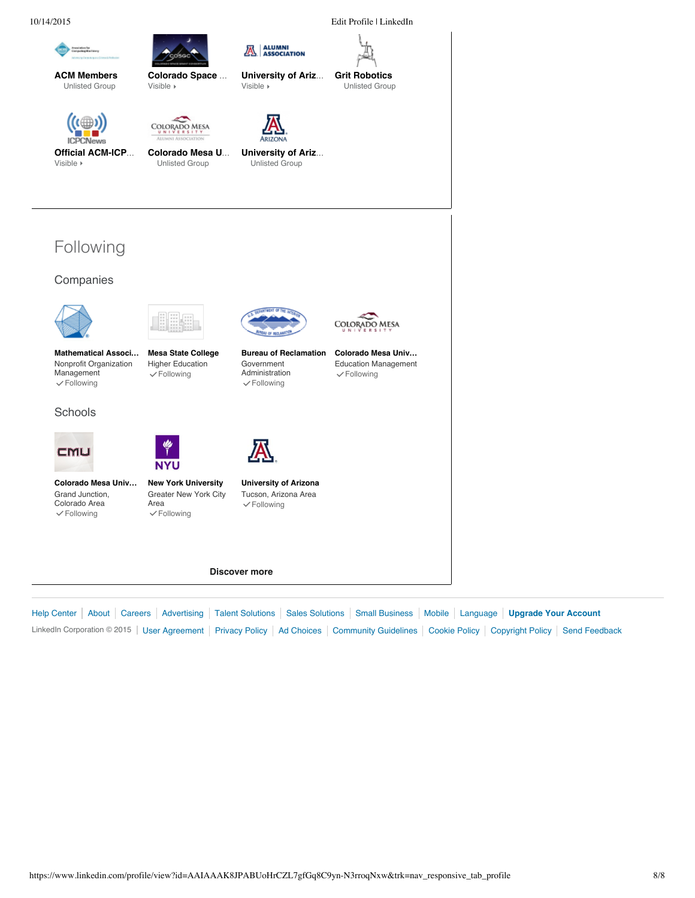**ACM Members**
Unlisted Group

**Colorado Space ...**
Visible

**University of Ariz...**
Visible

**Grit Robotics**
Unlisted Group

**Official ACM-ICP...**
Visible

**Colorado Mesa U...**
Unlisted Group

**University of Ariz...**
Unlisted Group

# Following

## Companies

**Mathematical Associ...**
Nonprofit Organization Management
✓Following

**Mesa State College**
Higher Education
✓Following

**Bureau of Reclamation**
Government Administration
✓Following

**Colorado Mesa Univ...**
Education Management
✓Following

## Schools

**Colorado Mesa Univ...**
Grand Junction, Colorado Area
✓Following

**New York University**
Greater New York City Area
✓Following

**University of Arizona**
Tucson, Arizona Area
✓Following

**Discover more**

Help Center | About | Careers | Advertising | Talent Solutions | Sales Solutions | Small Business | Mobile | Language | **Upgrade Your Account**

LinkedIn Corporation © 2015 | User Agreement | Privacy Policy | Ad Choices | Community Guidelines | Cookie Policy | Copyright Policy | Send Feedback